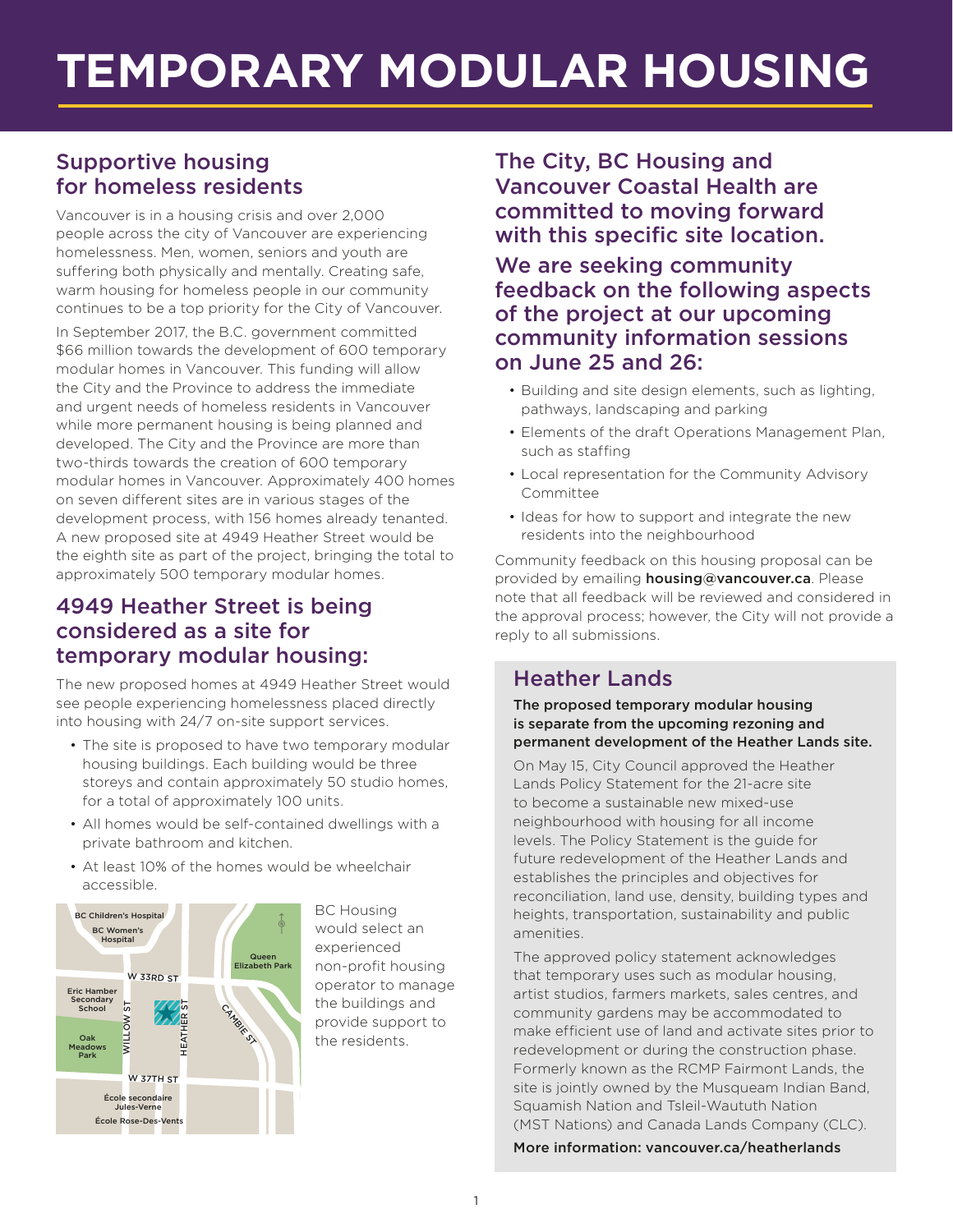# TEMPORARY MODULAR HOUSING

## Supportive housing for homeless residents

Vancouver is in a housing crisis and over 2,000 people across the city of Vancouver are experiencing homelessness. Men, women, seniors and youth are suffering both physically and mentally. Creating safe, warm housing for homeless people in our community continues to be a top priority for the City of Vancouver.

In September 2017, the B.C. government committed $66 million towards the development of 600 temporary modular homes in Vancouver. This funding will allow the City and the Province to address the immediate and urgent needs of homeless residents in Vancouver while more permanent housing is being planned and developed. The City and the Province are more than two-thirds towards the creation of 600 temporary modular homes in Vancouver. Approximately 400 homes on seven different sites are in various stages of the development process, with 156 homes already tenanted. A new proposed site at 4949 Heather Street would be the eighth site as part of the project, bringing the total to approximately 500 temporary modular homes.

## 4949 Heather Street is being considered as a site for temporary modular housing:

The new proposed homes at 4949 Heather Street would see people experiencing homelessness placed directly into housing with 24/7 on-site support services.

- The site is proposed to have two temporary modular housing buildings. Each building would be three storeys and contain approximately 50 studio homes, for a total of approximately 100 units.
- All homes would be self-contained dwellings with a private bathroom and kitchen.
- At least 10% of the homes would be wheelchair accessible.

BC Housing would select an experienced non-profit housing operator to manage the buildings and provide support to the residents.

## The City, BC Housing and Vancouver Coastal Health are committed to moving forward with this specific site location.

## We are seeking community feedback on the following aspects of the project at our upcoming community information sessions on June 25 and 26:

- Building and site design elements, such as lighting, pathways, landscaping and parking
- Elements of the draft Operations Management Plan, such as staffing
- Local representation for the Community Advisory Committee
- Ideas for how to support and integrate the new residents into the neighbourhood

Community feedback on this housing proposal can be provided by emailing **housing@vancouver.ca**. Please note that all feedback will be reviewed and considered in the approval process; however, the City will not provide a reply to all submissions.

## Heather Lands

**The proposed temporary modular housing is separate from the upcoming rezoning and permanent development of the Heather Lands site.**

On May 15, City Council approved the Heather Lands Policy Statement for the 21-acre site to become a sustainable new mixed-use neighbourhood with housing for all income levels. The Policy Statement is the guide for future redevelopment of the Heather Lands and establishes the principles and objectives for reconciliation, land use, density, building types and heights, transportation, sustainability and public amenities.

The approved policy statement acknowledges that temporary uses such as modular housing, artist studios, farmers markets, sales centres, and community gardens may be accommodated to make efficient use of land and activate sites prior to redevelopment or during the construction phase. Formerly known as the RCMP Fairmont Lands, the site is jointly owned by the Musqueam Indian Band, Squamish Nation and Tsleil-Waututh Nation (MST Nations) and Canada Lands Company (CLC).

**More information: vancouver.ca/heatherlands**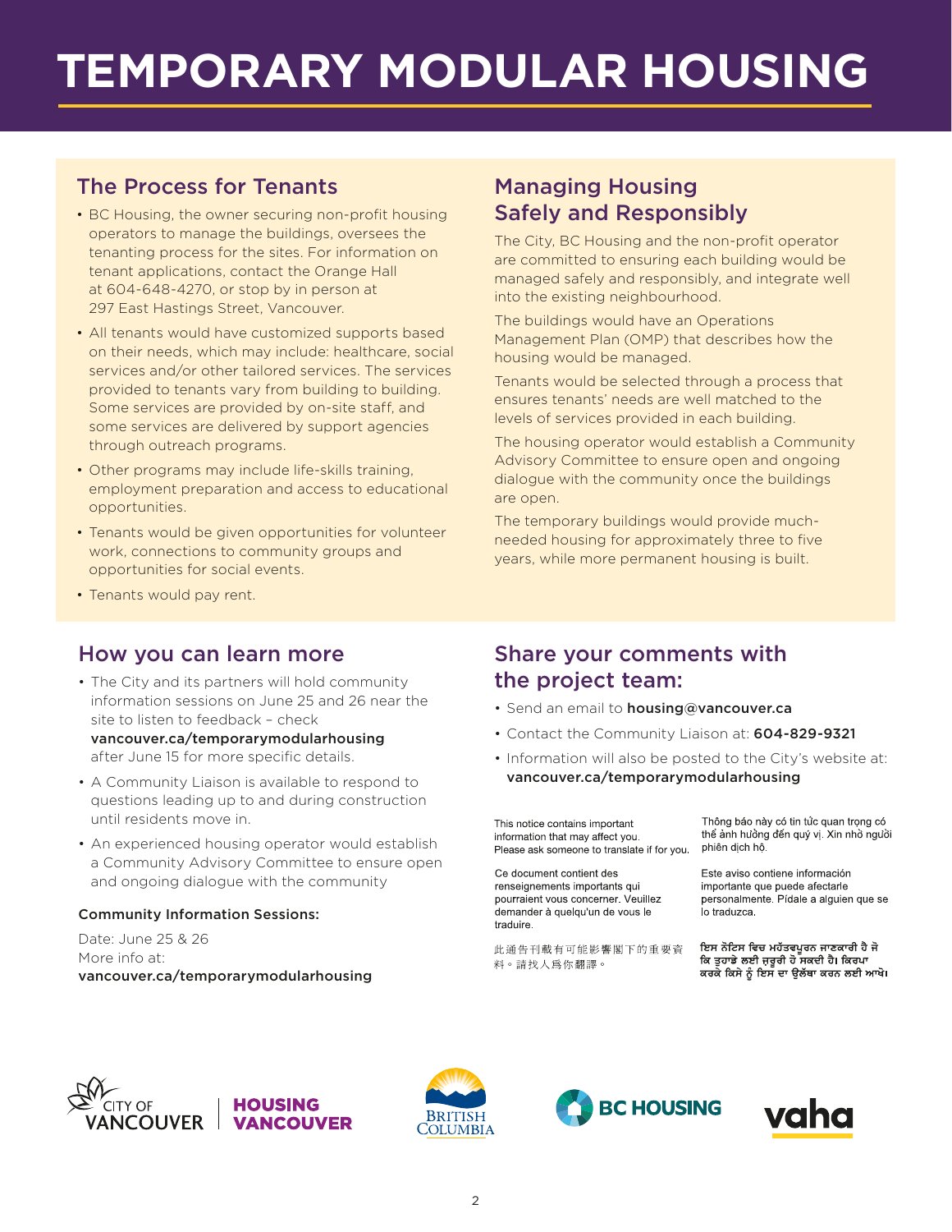# TEMPORARY MODULAR HOUSING

## The Process for Tenants

- BC Housing, the owner securing non-profit housing operators to manage the buildings, oversees the tenanting process for the sites. For information on tenant applications, contact the Orange Hall at 604-648-4270, or stop by in person at 297 East Hastings Street, Vancouver.
- All tenants would have customized supports based on their needs, which may include: healthcare, social services and/or other tailored services. The services provided to tenants vary from building to building. Some services are provided by on-site staff, and some services are delivered by support agencies through outreach programs.
- Other programs may include life-skills training, employment preparation and access to educational opportunities.
- Tenants would be given opportunities for volunteer work, connections to community groups and opportunities for social events.
- Tenants would pay rent.

## Managing Housing Safely and Responsibly

The City, BC Housing and the non-profit operator are committed to ensuring each building would be managed safely and responsibly, and integrate well into the existing neighbourhood.

The buildings would have an Operations Management Plan (OMP) that describes how the housing would be managed.

Tenants would be selected through a process that ensures tenants' needs are well matched to the levels of services provided in each building.

The housing operator would establish a Community Advisory Committee to ensure open and ongoing dialogue with the community once the buildings are open.

The temporary buildings would provide much-needed housing for approximately three to five years, while more permanent housing is built.

## How you can learn more

- The City and its partners will hold community information sessions on June 25 and 26 near the site to listen to feedback – check **vancouver.ca/temporarymodularhousing** after June 15 for more specific details.
- A Community Liaison is available to respond to questions leading up to and during construction until residents move in.
- An experienced housing operator would establish a Community Advisory Committee to ensure open and ongoing dialogue with the community

**Community Information Sessions:**

Date: June 25 & 26
More info at:
**vancouver.ca/temporarymodularhousing**

## Share your comments with the project team:

- Send an email to **housing@vancouver.ca**
- Contact the Community Liaison at: **604-829-9321**
- Information will also be posted to the City's website at: **vancouver.ca/temporarymodularhousing**

This notice contains important information that may affect you. Please ask someone to translate if for you.

Thông báo này có tin tức quan trọng có thể ảnh hưởng đến quý vị. Xin nhờ người phiên dịch hộ.

Ce document contient des renseignements importants qui pourraient vous concerner. Veuillez demander à quelqu'un de vous le traduire.

Este aviso contiene información importante que puede afectarle personalmente. Pídale a alguien que se lo traduzca.

此通告刊載有可能影響閣下的重要資料。請找人爲你翻譯。

ਇਸ ਨੋਟਿਸ ਵਿਚ ਮਹੱਤਵਪੂਰਨ ਜਾਣਕਾਰੀ ਹੈ ਜੋ ਕਿ ਤੁਹਾਡੇ ਲਈ ਜ਼ਰੂਰੀ ਹੋ ਸਕਦੀ ਹੈ। ਕਿਰਪਾ ਕਰਕੇ ਕਿਸੇ ਨੂੰ ਇਸ ਦਾ ਉਲੱਥਾ ਕਰਨ ਲਈ ਆਖੋ।

CITY OF VANCOUVER | HOUSING VANCOUVER

BRITISH COLUMBIA

BC HOUSING

vaha